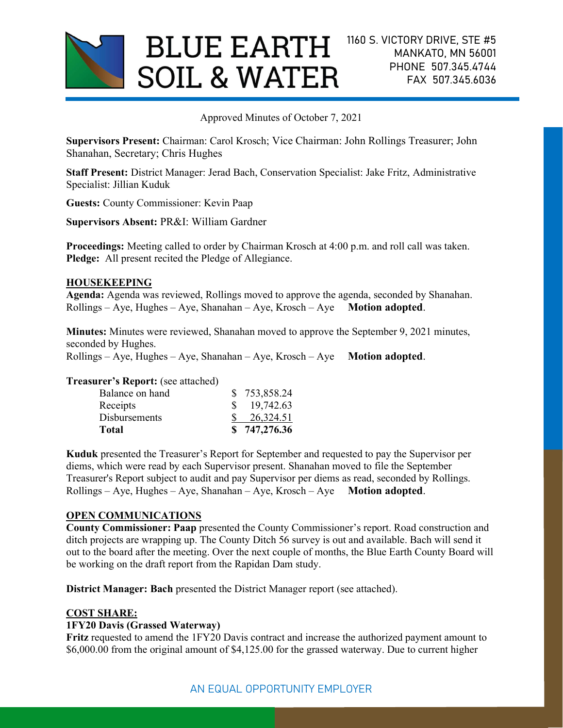# BLUE EARTH SOIL & WATER

1160 S. VICTORY DRIVE, STE #5
MANKATO, MN 56001
PHONE 507.345.4744
FAX 507.345.6036

Approved Minutes of October 7, 2021

**Supervisors Present:** Chairman: Carol Krosch; Vice Chairman: John Rollings Treasurer; John Shanahan, Secretary; Chris Hughes

**Staff Present:** District Manager: Jerad Bach, Conservation Specialist: Jake Fritz, Administrative Specialist: Jillian Kuduk

**Guests:** County Commissioner: Kevin Paap

**Supervisors Absent:** PR&I: William Gardner

**Proceedings:** Meeting called to order by Chairman Krosch at 4:00 p.m. and roll call was taken.
**Pledge:** All present recited the Pledge of Allegiance.

## HOUSEKEEPING

**Agenda:** Agenda was reviewed, Rollings moved to approve the agenda, seconded by Shanahan.
Rollings – Aye, Hughes – Aye, Shanahan – Aye, Krosch – Aye **Motion adopted**.

**Minutes:** Minutes were reviewed, Shanahan moved to approve the September 9, 2021 minutes, seconded by Hughes.
Rollings – Aye, Hughes – Aye, Shanahan – Aye, Krosch – Aye **Motion adopted**.

**Treasurer's Report:** (see attached)

| | |
|---|---|
| Balance on hand | $ 753,858.24 |
| Receipts | $ 19,742.63 |
| Disbursements | $ 26,324.51 |
| **Total** | **$ 747,276.36** |

**Kuduk** presented the Treasurer's Report for September and requested to pay the Supervisor per diems, which were read by each Supervisor present. Shanahan moved to file the September Treasurer's Report subject to audit and pay Supervisor per diems as read, seconded by Rollings.
Rollings – Aye, Hughes – Aye, Shanahan – Aye, Krosch – Aye **Motion adopted**.

## OPEN COMMUNICATIONS

**County Commissioner: Paap** presented the County Commissioner's report. Road construction and ditch projects are wrapping up. The County Ditch 56 survey is out and available. Bach will send it out to the board after the meeting. Over the next couple of months, the Blue Earth County Board will be working on the draft report from the Rapidan Dam study.

**District Manager: Bach** presented the District Manager report (see attached).

## COST SHARE:

**1FY20 Davis (Grassed Waterway)**
**Fritz** requested to amend the 1FY20 Davis contract and increase the authorized payment amount to $6,000.00 from the original amount of $4,125.00 for the grassed waterway. Due to current higher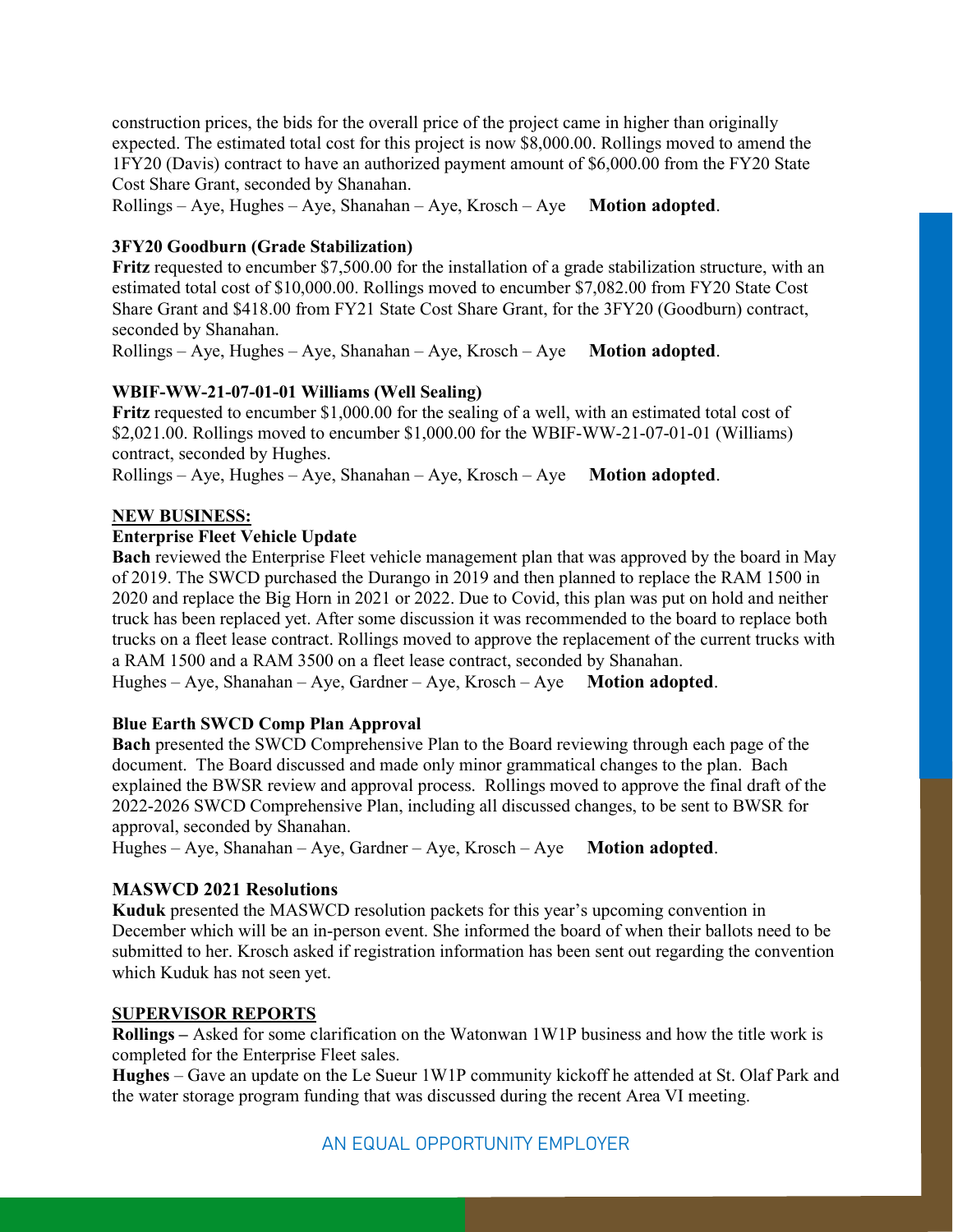construction prices, the bids for the overall price of the project came in higher than originally expected. The estimated total cost for this project is now $8,000.00. Rollings moved to amend the 1FY20 (Davis) contract to have an authorized payment amount of $6,000.00 from the FY20 State Cost Share Grant, seconded by Shanahan.

Rollings – Aye, Hughes – Aye, Shanahan – Aye, Krosch – Aye **Motion adopted**.

**3FY20 Goodburn (Grade Stabilization)**

**Fritz** requested to encumber $7,500.00 for the installation of a grade stabilization structure, with an estimated total cost of $10,000.00. Rollings moved to encumber $7,082.00 from FY20 State Cost Share Grant and $418.00 from FY21 State Cost Share Grant, for the 3FY20 (Goodburn) contract, seconded by Shanahan.

Rollings – Aye, Hughes – Aye, Shanahan – Aye, Krosch – Aye **Motion adopted**.

**WBIF-WW-21-07-01-01 Williams (Well Sealing)**

**Fritz** requested to encumber $1,000.00 for the sealing of a well, with an estimated total cost of $2,021.00. Rollings moved to encumber $1,000.00 for the WBIF-WW-21-07-01-01 (Williams) contract, seconded by Hughes.

Rollings – Aye, Hughes – Aye, Shanahan – Aye, Krosch – Aye **Motion adopted**.

**NEW BUSINESS:**

**Enterprise Fleet Vehicle Update**

**Bach** reviewed the Enterprise Fleet vehicle management plan that was approved by the board in May of 2019. The SWCD purchased the Durango in 2019 and then planned to replace the RAM 1500 in 2020 and replace the Big Horn in 2021 or 2022. Due to Covid, this plan was put on hold and neither truck has been replaced yet. After some discussion it was recommended to the board to replace both trucks on a fleet lease contract. Rollings moved to approve the replacement of the current trucks with a RAM 1500 and a RAM 3500 on a fleet lease contract, seconded by Shanahan.

Hughes – Aye, Shanahan – Aye, Gardner – Aye, Krosch – Aye **Motion adopted**.

**Blue Earth SWCD Comp Plan Approval**

**Bach** presented the SWCD Comprehensive Plan to the Board reviewing through each page of the document. The Board discussed and made only minor grammatical changes to the plan. Bach explained the BWSR review and approval process. Rollings moved to approve the final draft of the 2022-2026 SWCD Comprehensive Plan, including all discussed changes, to be sent to BWSR for approval, seconded by Shanahan.

Hughes – Aye, Shanahan – Aye, Gardner – Aye, Krosch – Aye **Motion adopted**.

**MASWCD 2021 Resolutions**

**Kuduk** presented the MASWCD resolution packets for this year's upcoming convention in December which will be an in-person event. She informed the board of when their ballots need to be submitted to her. Krosch asked if registration information has been sent out regarding the convention which Kuduk has not seen yet.

**SUPERVISOR REPORTS**

**Rollings –** Asked for some clarification on the Watonwan 1W1P business and how the title work is completed for the Enterprise Fleet sales.

**Hughes** – Gave an update on the Le Sueur 1W1P community kickoff he attended at St. Olaf Park and the water storage program funding that was discussed during the recent Area VI meeting.

AN EQUAL OPPORTUNITY EMPLOYER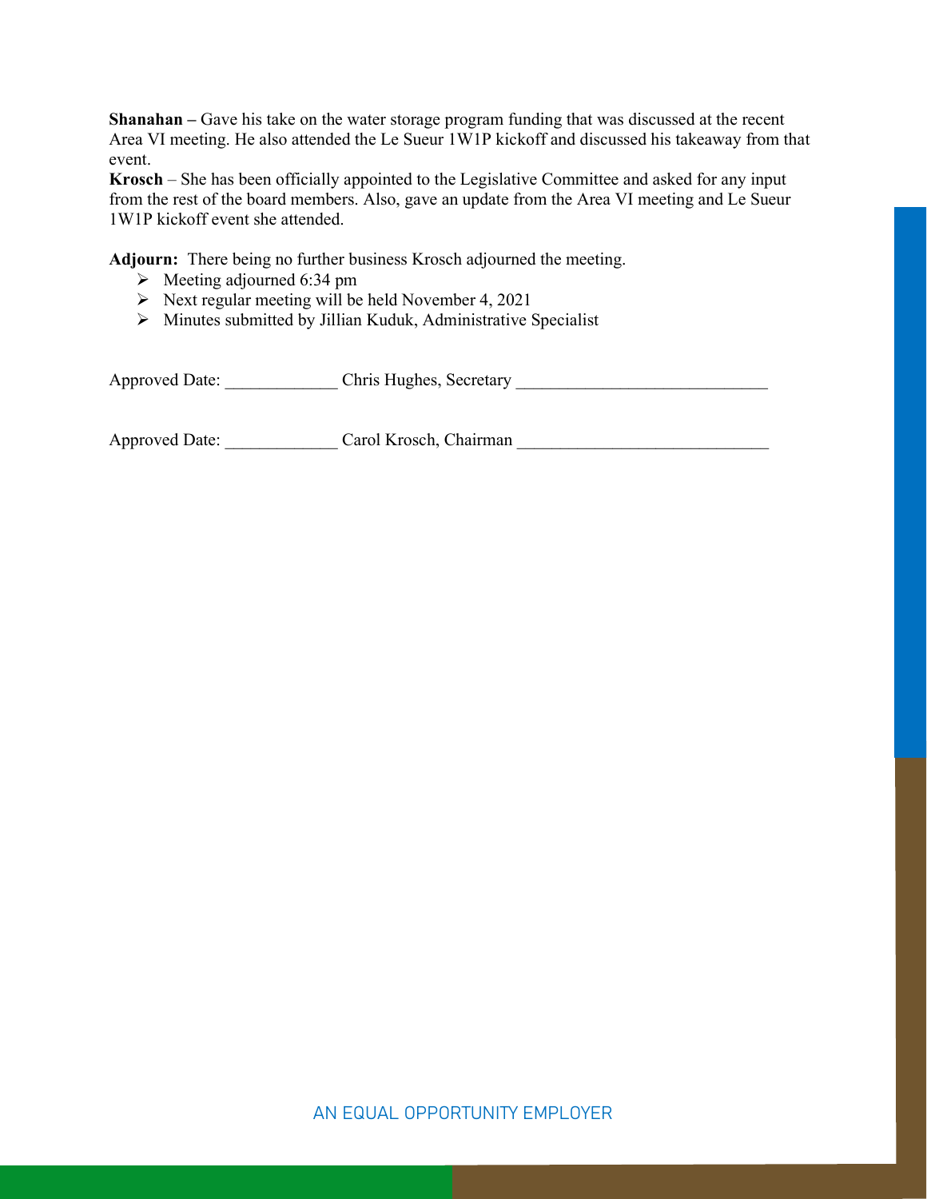**Shanahan –** Gave his take on the water storage program funding that was discussed at the recent Area VI meeting. He also attended the Le Sueur 1W1P kickoff and discussed his takeaway from that event.

**Krosch** – She has been officially appointed to the Legislative Committee and asked for any input from the rest of the board members. Also, gave an update from the Area VI meeting and Le Sueur 1W1P kickoff event she attended.

**Adjourn:** There being no further business Krosch adjourned the meeting.

- Meeting adjourned 6:34 pm
- Next regular meeting will be held November 4, 2021
- Minutes submitted by Jillian Kuduk, Administrative Specialist

Approved Date: _____________ Chris Hughes, Secretary _____________________________

Approved Date: _____________ Carol Krosch, Chairman _____________________________

AN EQUAL OPPORTUNITY EMPLOYER